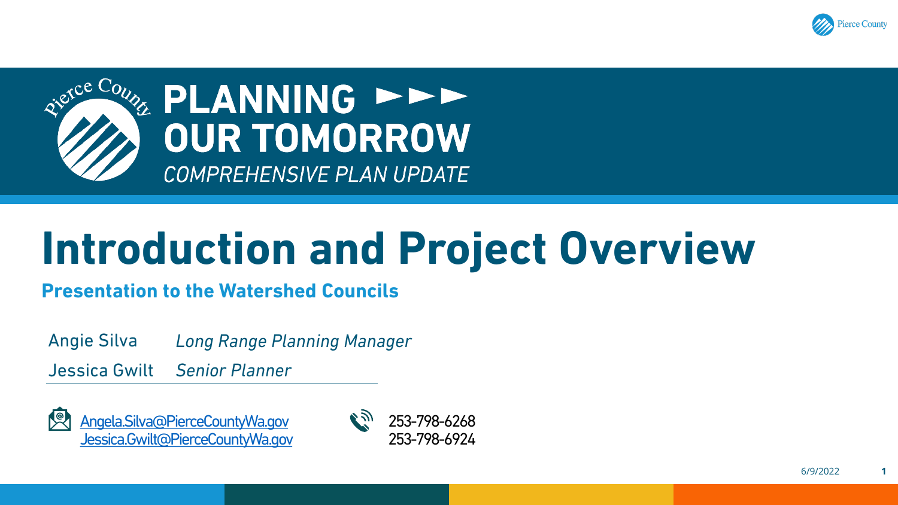# PLANNING OUR TOMORROW

*COMPREHENSIVE PLAN UPDATE*

# Introduction and Project Overview

## Presentation to the Watershed Councils

| | |
|---|---|
| Angie Silva | *Long Range Planning Manager* |
| Jessica Gwilt | *Senior Planner* |

Angela.Silva@PierceCountyWa.gov
Jessica.Gwilt@PierceCountyWa.gov

253-798-6268
253-798-6924

6/9/2022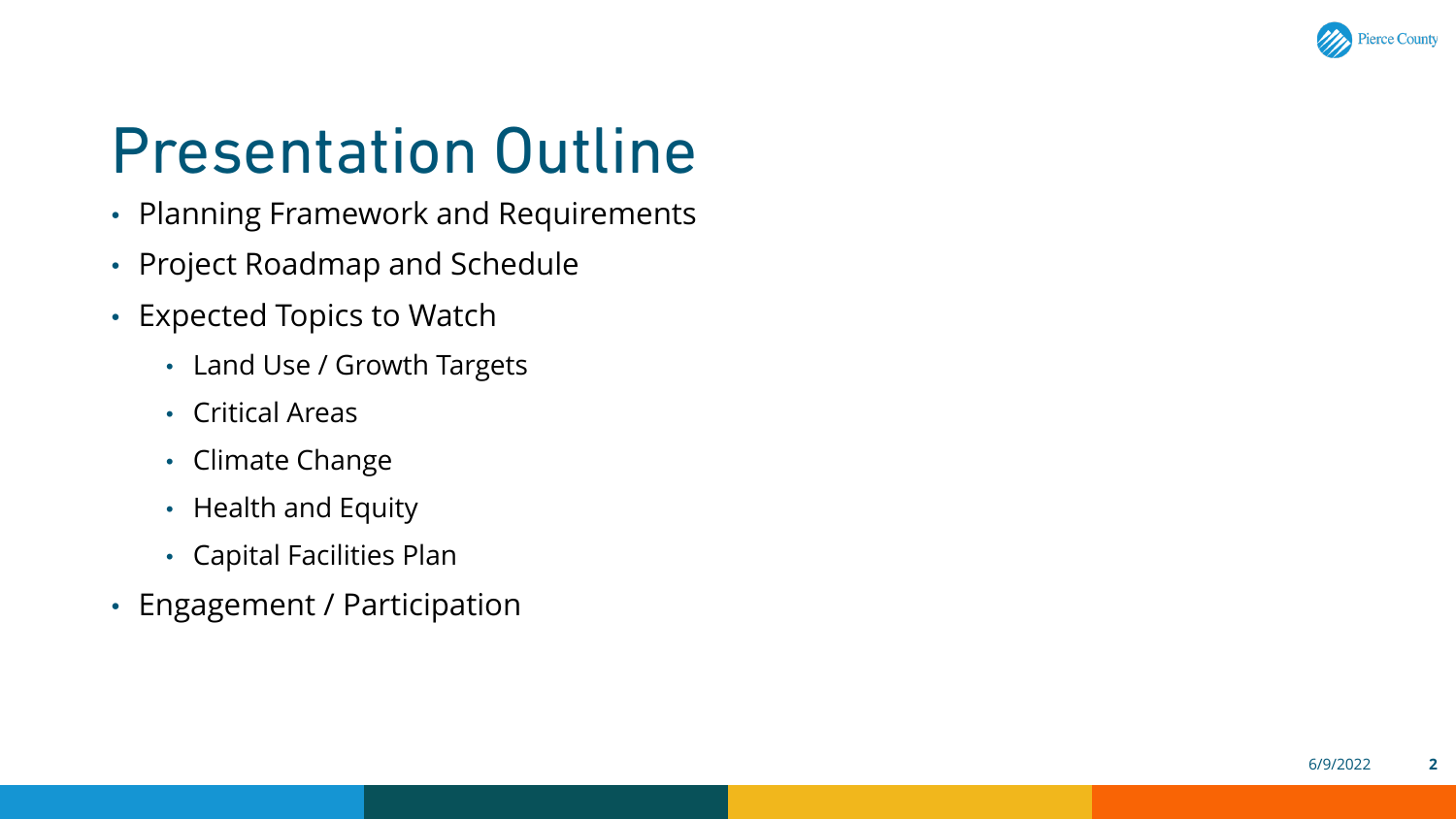# Presentation Outline

- Planning Framework and Requirements
- Project Roadmap and Schedule
- Expected Topics to Watch
  - Land Use / Growth Targets
  - Critical Areas
  - Climate Change
  - Health and Equity
  - Capital Facilities Plan
- Engagement / Participation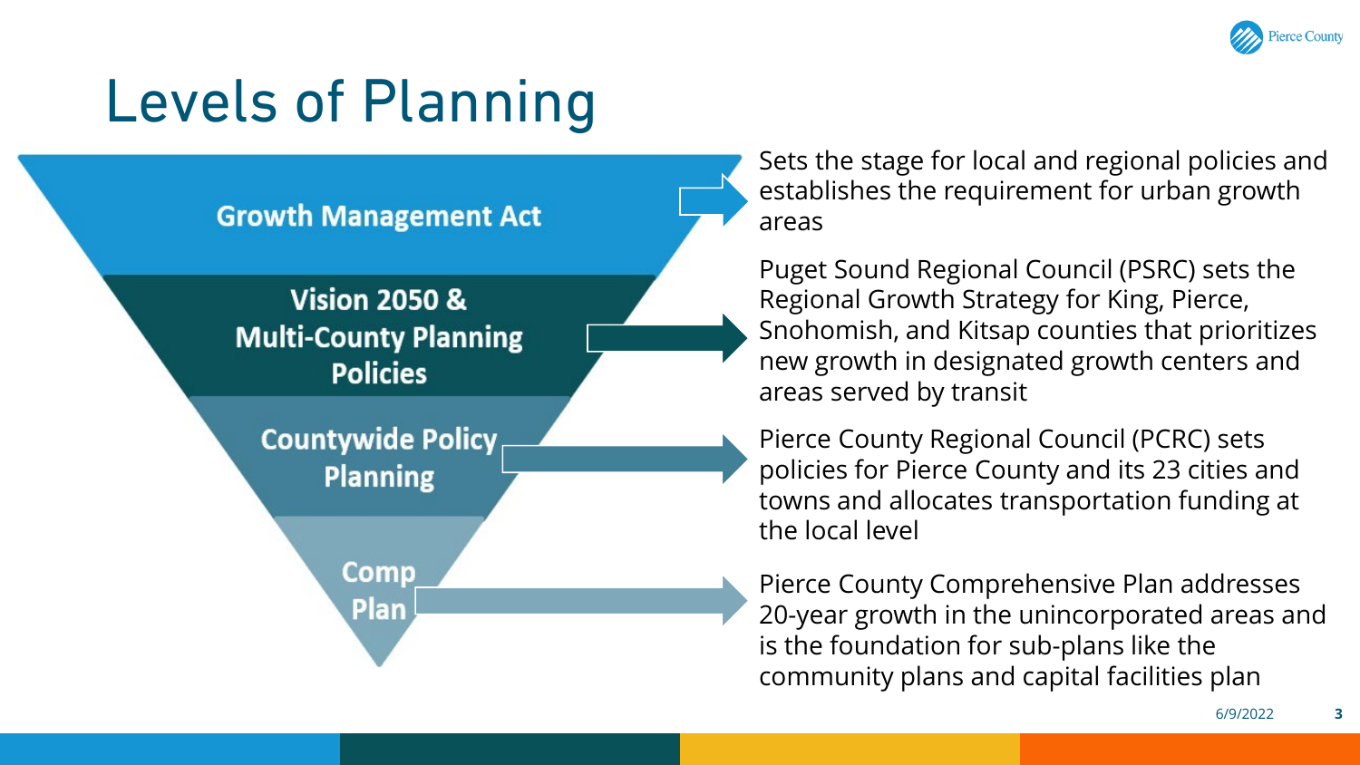# Levels of Planning

**Growth Management Act**

Sets the stage for local and regional policies and establishes the requirement for urban growth areas

**Vision 2050 & Multi-County Planning Policies**

Puget Sound Regional Council (PSRC) sets the Regional Growth Strategy for King, Pierce, Snohomish, and Kitsap counties that prioritizes new growth in designated growth centers and areas served by transit

**Countywide Policy Planning**

Pierce County Regional Council (PCRC) sets policies for Pierce County and its 23 cities and towns and allocates transportation funding at the local level

**Comp Plan**

Pierce County Comprehensive Plan addresses 20-year growth in the unincorporated areas and is the foundation for sub-plans like the community plans and capital facilities plan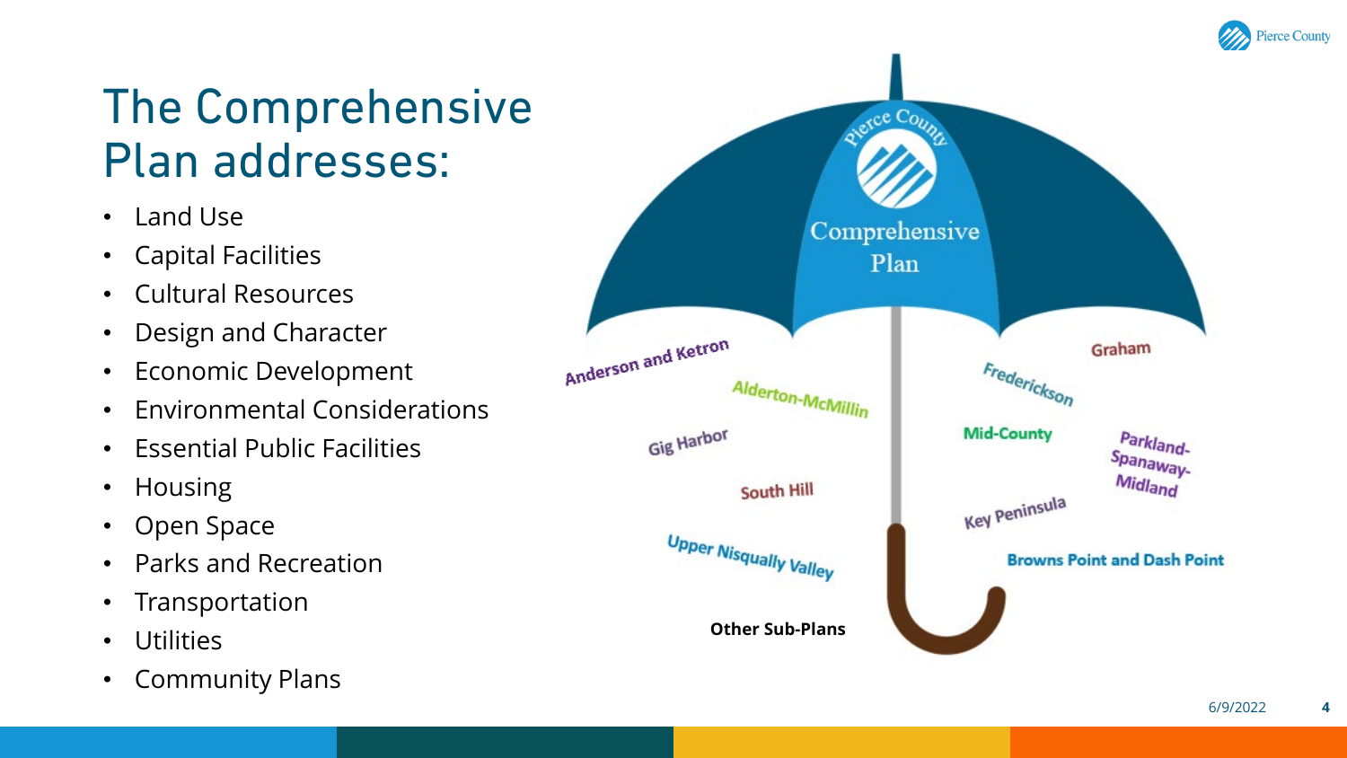# The Comprehensive Plan addresses:

- Land Use
- Capital Facilities
- Cultural Resources
- Design and Character
- Economic Development
- Environmental Considerations
- Essential Public Facilities
- Housing
- Open Space
- Parks and Recreation
- Transportation
- Utilities
- Community Plans

Pierce County Comprehensive Plan

Anderson and Ketron

Alderton-McMillin

Gig Harbor

South Hill

Upper Nisqually Valley

Frederickson

Graham

Mid-County

Parkland-Spanaway-Midland

Key Peninsula

Browns Point and Dash Point

**Other Sub-Plans**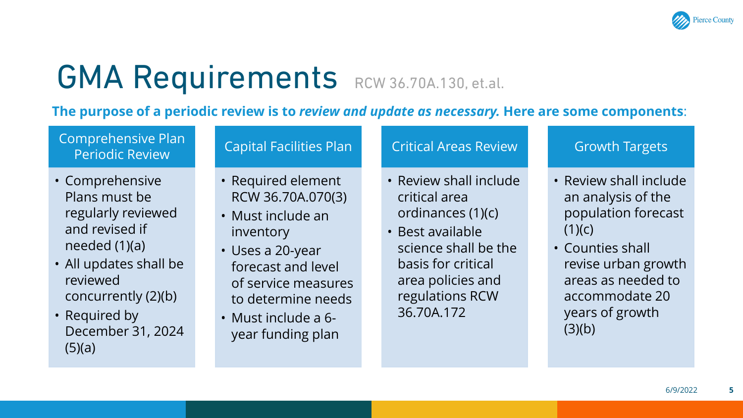# GMA Requirements RCW 36.70A.130, et.al.

**The purpose of a periodic review is to *review and update as necessary.* Here are some components**:

### Comprehensive Plan Periodic Review

- Comprehensive Plans must be regularly reviewed and revised if needed (1)(a)
- All updates shall be reviewed concurrently (2)(b)
- Required by December 31, 2024 (5)(a)

### Capital Facilities Plan

- Required element RCW 36.70A.070(3)
- Must include an inventory
- Uses a 20-year forecast and level of service measures to determine needs
- Must include a 6-year funding plan

### Critical Areas Review

- Review shall include critical area ordinances (1)(c)
- Best available science shall be the basis for critical area policies and regulations RCW 36.70A.172

### Growth Targets

- Review shall include an analysis of the population forecast (1)(c)
- Counties shall revise urban growth areas as needed to accommodate 20 years of growth (3)(b)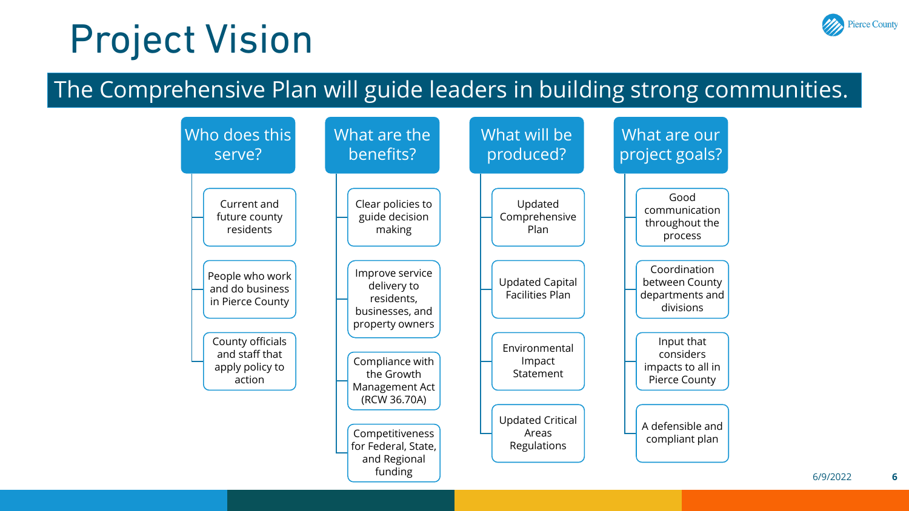# Project Vision

## The Comprehensive Plan will guide leaders in building strong communities.

### Who does this serve?

- Current and future county residents
- People who work and do business in Pierce County
- County officials and staff that apply policy to action

### What are the benefits?

- Clear policies to guide decision making
- Improve service delivery to residents, businesses, and property owners
- Compliance with the Growth Management Act (RCW 36.70A)
- Competitiveness for Federal, State, and Regional funding

### What will be produced?

- Updated Comprehensive Plan
- Updated Capital Facilities Plan
- Environmental Impact Statement
- Updated Critical Areas Regulations

### What are our project goals?

- Good communication throughout the process
- Coordination between County departments and divisions
- Input that considers impacts to all in Pierce County
- A defensible and compliant plan

6/9/2022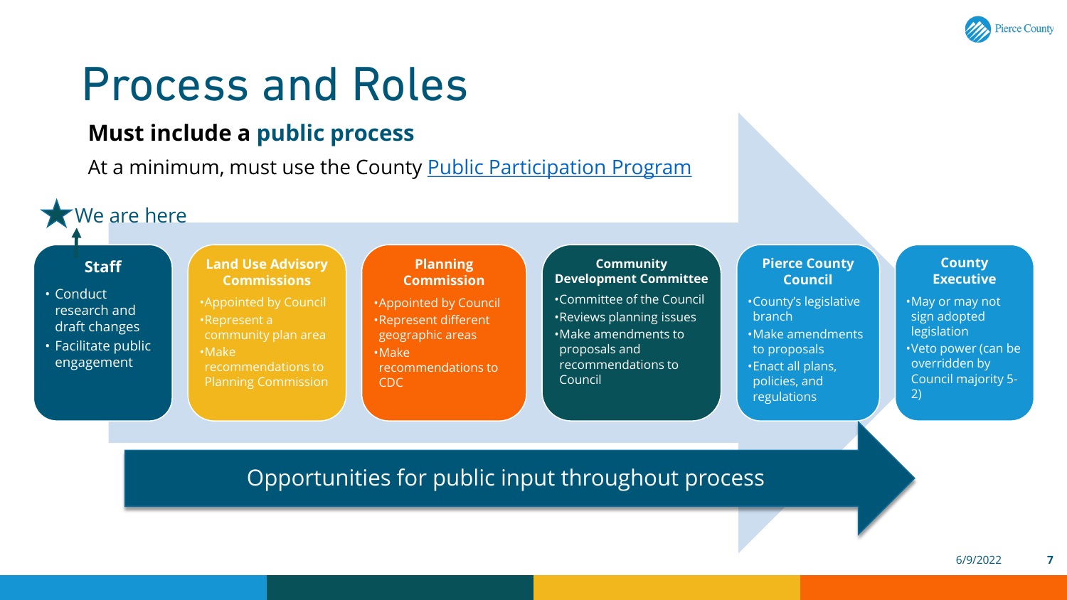# Process and Roles

## Must include a public process

At a minimum, must use the County [Public Participation Program]

★ We are here

### Staff

- Conduct research and draft changes
- Facilitate public engagement

### Land Use Advisory Commissions

- Appointed by Council
- Represent a community plan area
- Make recommendations to Planning Commission

### Planning Commission

- Appointed by Council
- Represent different geographic areas
- Make recommendations to CDC

### Community Development Committee

- Committee of the Council
- Reviews planning issues
- Make amendments to proposals and recommendations to Council

### Pierce County Council

- County's legislative branch
- Make amendments to proposals
- Enact all plans, policies, and regulations

### County Executive

- May or may not sign adopted legislation
- Veto power (can be overridden by Council majority 5-2)

Opportunities for public input throughout process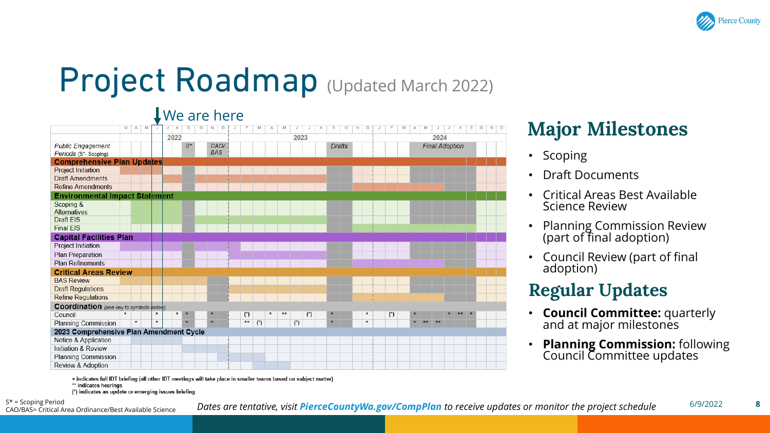# Project Roadmap (Updated March 2022)

We are here

| | M | A | M | J | J | A | S | O | N | D | J | F | M | A | M | J | J | A | S | O | N | D | J | F | M | A | M | J | J | A | S | O | N | D |
|---|---|---|---|---|---|---|---|---|---|---|---|---|---|---|---|---|---|---|---|---|---|---|---|---|---|---|---|---|---|---|---|---|---|---|
| | 2022 | | | | | | | | | | 2023 | | | | | | | | | | | | 2024 | | | | | | | | | | | |
| Public Engagement Periods (S*- Scoping) | | | | | | | S* | | CAO/ BAS | | | | | | | | | | Drafts | | | | | | | Final Adoption | | | | | | | | |
| **Comprehensive Plan Updates** | | | | | | | | | | | | | | | | | | | | | | | | | | | | | | | | | | |
| Project Initiation | | | | | | | | | | | | | | | | | | | | | | | | | | | | | | | | | | |
| Draft Amendments | | | | | | | | | | | | | | | | | | | | | | | | | | | | | | | | | | |
| Refine Amendments | | | | | | | | | | | | | | | | | | | | | | | | | | | | | | | | | | |
| **Environmental Impact Statement** | | | | | | | | | | | | | | | | | | | | | | | | | | | | | | | | | | |
| Scoping & Alternatives | | | | | | | | | | | | | | | | | | | | | | | | | | | | | | | | | | |
| Draft EIS | | | | | | | | | | | | | | | | | | | | | | | | | | | | | | | | | | |
| Final EIS | | | | | | | | | | | | | | | | | | | | | | | | | | | | | | | | | | |
| **Capital Facilities Plan** | | | | | | | | | | | | | | | | | | | | | | | | | | | | | | | | | | |
| Project Initiation | | | | | | | | | | | | | | | | | | | | | | | | | | | | | | | | | | |
| Plan Preparation | | | | | | | | | | | | | | | | | | | | | | | | | | | | | | | | | | |
| Plan Refinements | | | | | | | | | | | | | | | | | | | | | | | | | | | | | | | | | | |
| **Critical Areas Review** | | | | | | | | | | | | | | | | | | | | | | | | | | | | | | | | | | |
| BAS Review | | | | | | | | | | | | | | | | | | | | | | | | | | | | | | | | | | |
| Draft Regulations | | | | | | | | | | | | | | | | | | | | | | | | | | | | | | | | | | |
| Refine Regulations | | | | | | | | | | | | | | | | | | | | | | | | | | | | | | | | | | |
| **Coordination** (see key to symbols below) | | | | | | | | | | | | | | | | | | | | | | | | | | | | | | | | | | |
| Council | * | | | * | | * | * | | * | | (*) | | * | ** | | | (*) | | * | | | * | (*) | | | * | | | * | ** | * | | | |
| Planning Commission | | * | | * | | | * | | * | | ** | (*) | | | (*) | | | | * | | | * | | | | * | ** | ** | | | | | | |
| **2023 Comprehensive Plan Amendment Cycle** | | | | | | | | | | | | | | | | | | | | | | | | | | | | | | | | | | |
| Notice & Application | | | | | | | | | | | | | | | | | | | | | | | | | | | | | | | | | | |
| Initiation & Review | | | | | | | | | | | | | | | | | | | | | | | | | | | | | | | | | | |
| Planning Commission | | | | | | | | | | | | | | | | | | | | | | | | | | | | | | | | | | |
| Review & Adoption | | | | | | | | | | | | | | | | | | | | | | | | | | | | | | | | | | |

\* indicates full IDT briefing (all other IDT meetings will take place in smaller teams based on subject matter)
\*\* indicates hearings
(\*) indicates an update or emerging issues briefing

S* = Scoping Period
CAO/BAS= Critical Area Ordinance/Best Available Science

## Major Milestones

- Scoping
- Draft Documents
- Critical Areas Best Available Science Review
- Planning Commission Review (part of final adoption)
- Council Review (part of final adoption)

## Regular Updates

- **Council Committee:** quarterly and at major milestones
- **Planning Commission:** following Council Committee updates

*Dates are tentative, visit **PierceCountyWa.gov/CompPlan** to receive updates or monitor the project schedule*

6/9/2022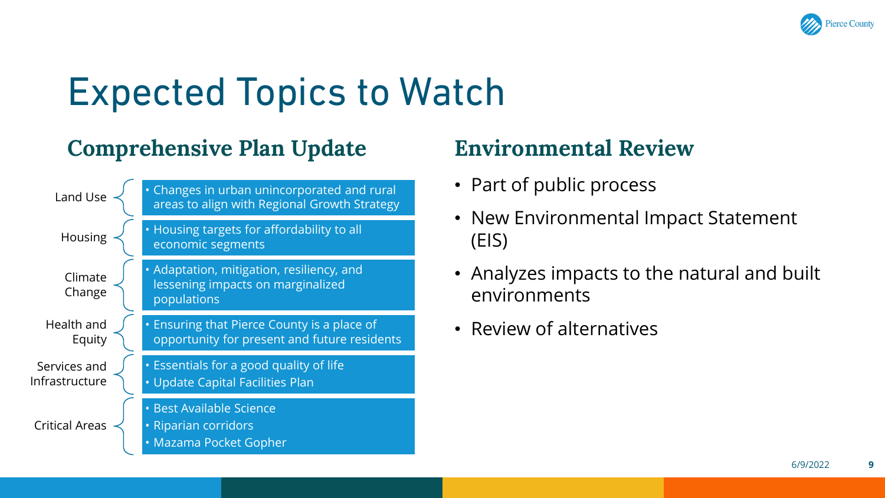# Expected Topics to Watch

## Comprehensive Plan Update

| Topic | Details |
| --- | --- |
| Land Use | • Changes in urban unincorporated and rural areas to align with Regional Growth Strategy |
| Housing | • Housing targets for affordability to all economic segments |
| Climate Change | • Adaptation, mitigation, resiliency, and lessening impacts on marginalized populations |
| Health and Equity | • Ensuring that Pierce County is a place of opportunity for present and future residents |
| Services and Infrastructure | • Essentials for a good quality of life<br>• Update Capital Facilities Plan |
| Critical Areas | • Best Available Science<br>• Riparian corridors<br>• Mazama Pocket Gopher |

## Environmental Review

- Part of public process
- New Environmental Impact Statement (EIS)
- Analyzes impacts to the natural and built environments
- Review of alternatives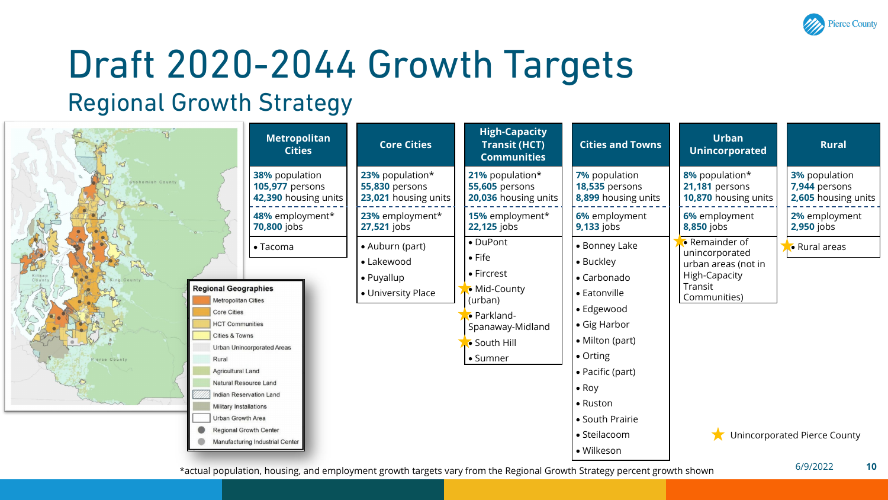# Draft 2020-2044 Growth Targets

## Regional Growth Strategy

| Metropolitan Cities | Core Cities | High-Capacity Transit (HCT) Communities | Cities and Towns | Urban Unincorporated | Rural |
|---|---|---|---|---|---|
| **38%** population<br>**105,977** persons<br>**42,390** housing units | **23%** population*<br>**55,830** persons<br>**23,021** housing units | **21%** population*<br>**55,605** persons<br>**20,036** housing units | **7%** population<br>**18,535** persons<br>**8,899** housing units | **8%** population*<br>**21,181** persons<br>**10,870** housing units | **3%** population<br>**7,944** persons<br>**2,605** housing units |
| **48%** employment*<br>**70,800** jobs | **23%** employment*<br>**27,521** jobs | **15%** employment*<br>**22,125** jobs | **6%** employment<br>**9,133** jobs | **6%** employment<br>**8,850** jobs | **2%** employment<br>**2,950** jobs |
| • Tacoma | • Auburn (part)<br>• Lakewood<br>• Puyallup<br>• University Place | • DuPont<br>• Fife<br>• Fircrest<br>★ • Mid-County (urban)<br>★ • Parkland-Spanaway-Midland<br>★ • South Hill<br>• Sumner | • Bonney Lake<br>• Buckley<br>• Carbonado<br>• Eatonville<br>• Edgewood<br>• Gig Harbor<br>• Milton (part)<br>• Orting<br>• Pacific (part)<br>• Roy<br>• Ruston<br>• South Prairie<br>• Steilacoom<br>• Wilkeson | ★ • Remainder of unincorporated urban areas (not in High-Capacity Transit Communities) | ★ • Rural areas |

★ Unincorporated Pierce County

**Regional Geographies**
- Metropolitan Cities
- Core Cities
- HCT Communities
- Cities & Towns
- Urban Unincorporated Areas
- Rural
- Agricultural Land
- Natural Resource Land
- Indian Reservation Land
- Military Installations
- Urban Growth Area
- Regional Growth Center
- Manufacturing Industrial Center

*actual population, housing, and employment growth targets vary from the Regional Growth Strategy percent growth shown

6/9/2022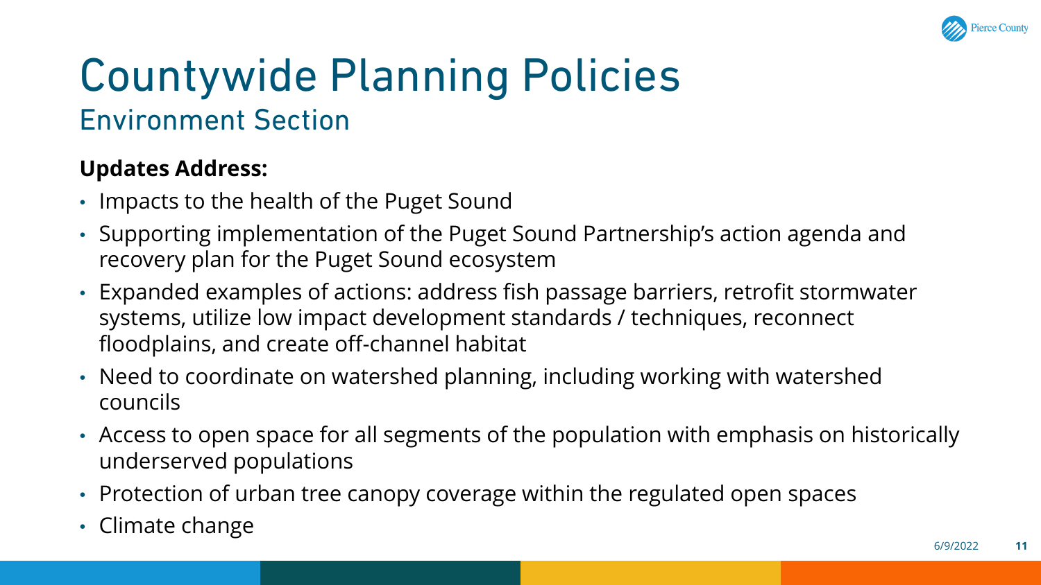# Countywide Planning Policies

## Environment Section

**Updates Address:**

- Impacts to the health of the Puget Sound
- Supporting implementation of the Puget Sound Partnership's action agenda and recovery plan for the Puget Sound ecosystem
- Expanded examples of actions: address fish passage barriers, retrofit stormwater systems, utilize low impact development standards / techniques, reconnect floodplains, and create off-channel habitat
- Need to coordinate on watershed planning, including working with watershed councils
- Access to open space for all segments of the population with emphasis on historically underserved populations
- Protection of urban tree canopy coverage within the regulated open spaces
- Climate change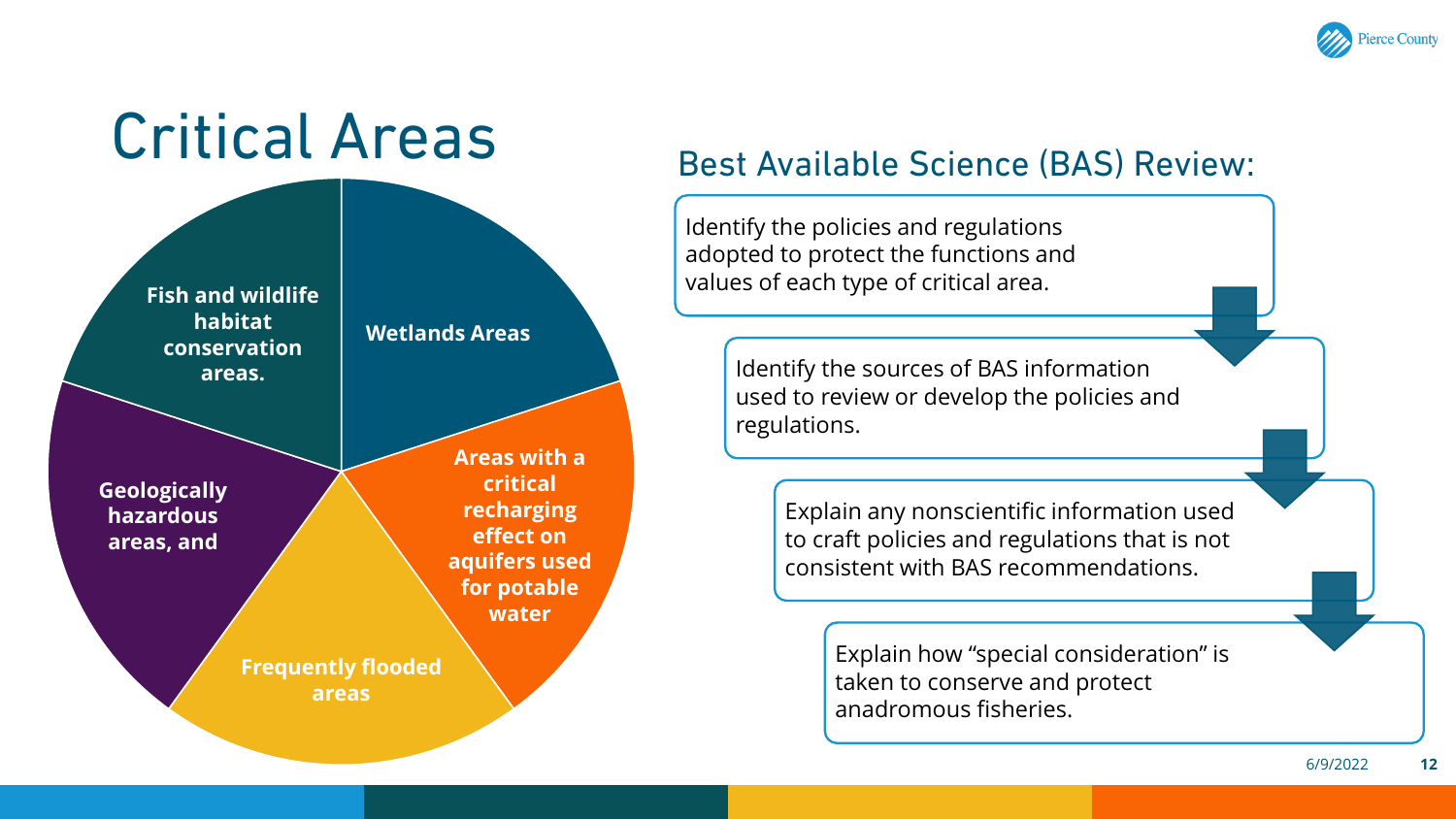# Critical Areas

- Fish and wildlife habitat conservation areas.
- Wetlands Areas
- Areas with a critical recharging effect on aquifers used for potable water
- Frequently flooded areas
- Geologically hazardous areas, and

## Best Available Science (BAS) Review:

1. Identify the policies and regulations adopted to protect the functions and values of each type of critical area.
2. Identify the sources of BAS information used to review or develop the policies and regulations.
3. Explain any nonscientific information used to craft policies and regulations that is not consistent with BAS recommendations.
4. Explain how "special consideration" is taken to conserve and protect anadromous fisheries.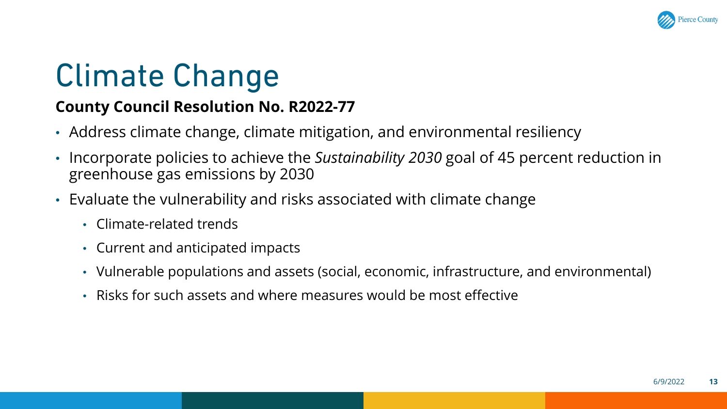# Climate Change

**County Council Resolution No. R2022-77**

- Address climate change, climate mitigation, and environmental resiliency
- Incorporate policies to achieve the *Sustainability 2030* goal of 45 percent reduction in greenhouse gas emissions by 2030
- Evaluate the vulnerability and risks associated with climate change
  - Climate-related trends
  - Current and anticipated impacts
  - Vulnerable populations and assets (social, economic, infrastructure, and environmental)
  - Risks for such assets and where measures would be most effective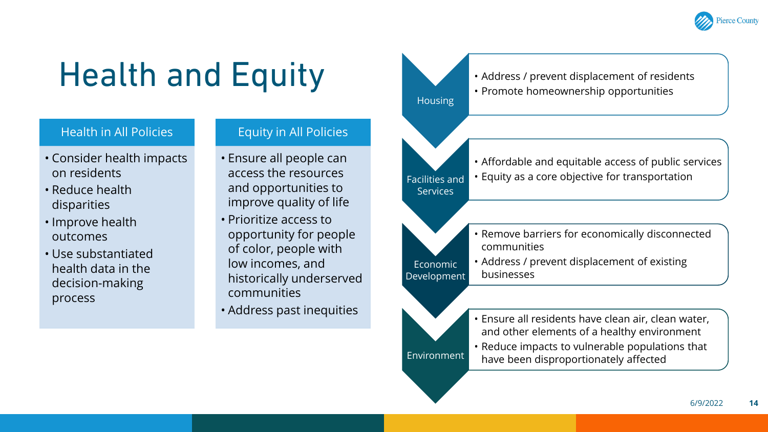# Health and Equity

## Health in All Policies

- Consider health impacts on residents
- Reduce health disparities
- Improve health outcomes
- Use substantiated health data in the decision-making process

## Equity in All Policies

- Ensure all people can access the resources and opportunities to improve quality of life
- Prioritize access to opportunity for people of color, people with low incomes, and historically underserved communities
- Address past inequities

### Housing

- Address / prevent displacement of residents
- Promote homeownership opportunities

### Facilities and Services

- Affordable and equitable access of public services
- Equity as a core objective for transportation

### Economic Development

- Remove barriers for economically disconnected communities
- Address / prevent displacement of existing businesses

### Environment

- Ensure all residents have clean air, clean water, and other elements of a healthy environment
- Reduce impacts to vulnerable populations that have been disproportionately affected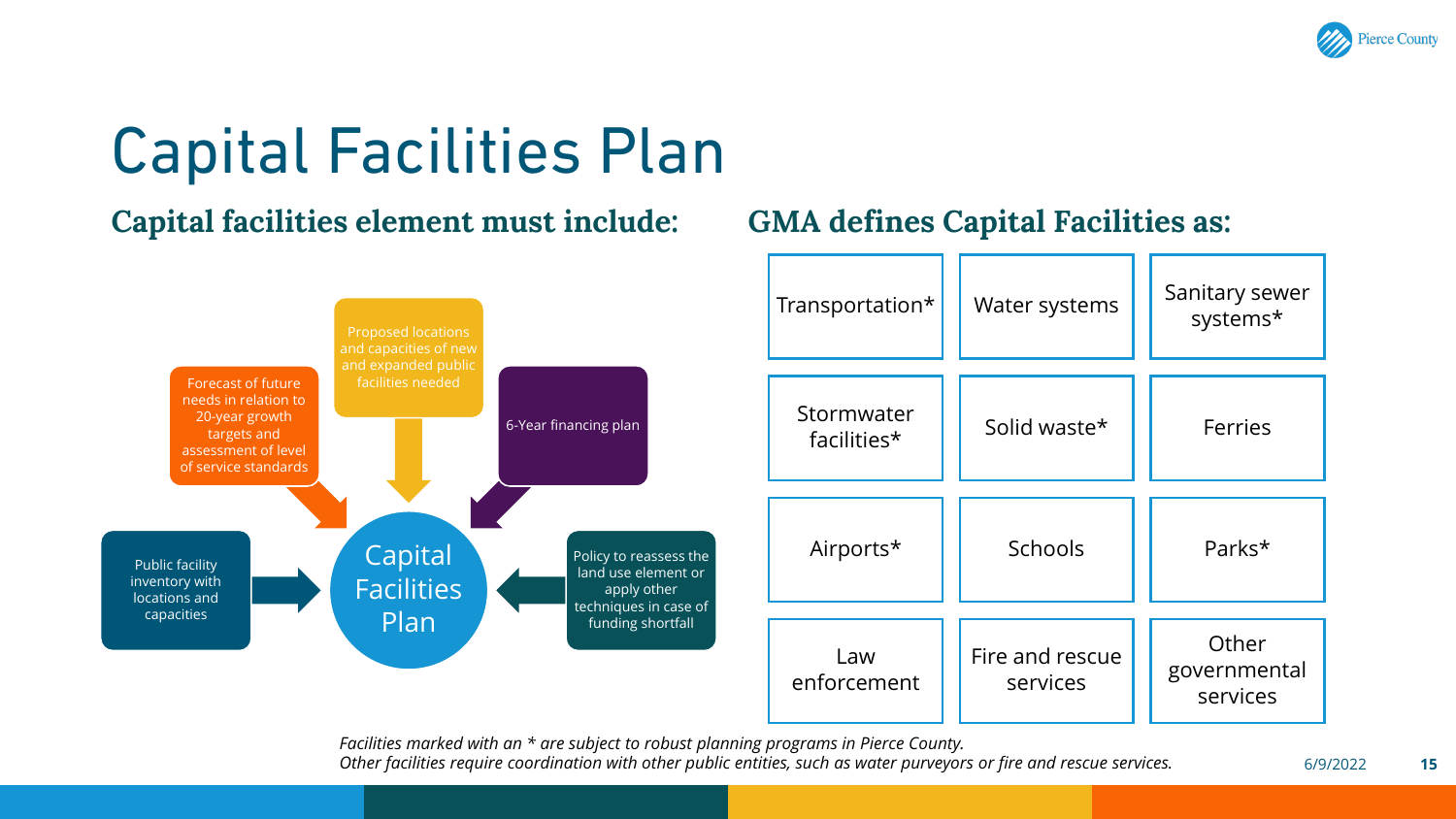# Capital Facilities Plan

## Capital facilities element must include:

**Capital Facilities Plan**

- Public facility inventory with locations and capacities
- Forecast of future needs in relation to 20-year growth targets and assessment of level of service standards
- Proposed locations and capacities of new and expanded public facilities needed
- 6-Year financing plan
- Policy to reassess the land use element or apply other techniques in case of funding shortfall

## GMA defines Capital Facilities as:

| | | |
|---|---|---|
| Transportation* | Water systems | Sanitary sewer systems* |
| Stormwater facilities* | Solid waste* | Ferries |
| Airports* | Schools | Parks* |
| Law enforcement | Fire and rescue services | Other governmental services |

*Facilities marked with an * are subject to robust planning programs in Pierce County.*
*Other facilities require coordination with other public entities, such as water purveyors or fire and rescue services.*

6/9/2022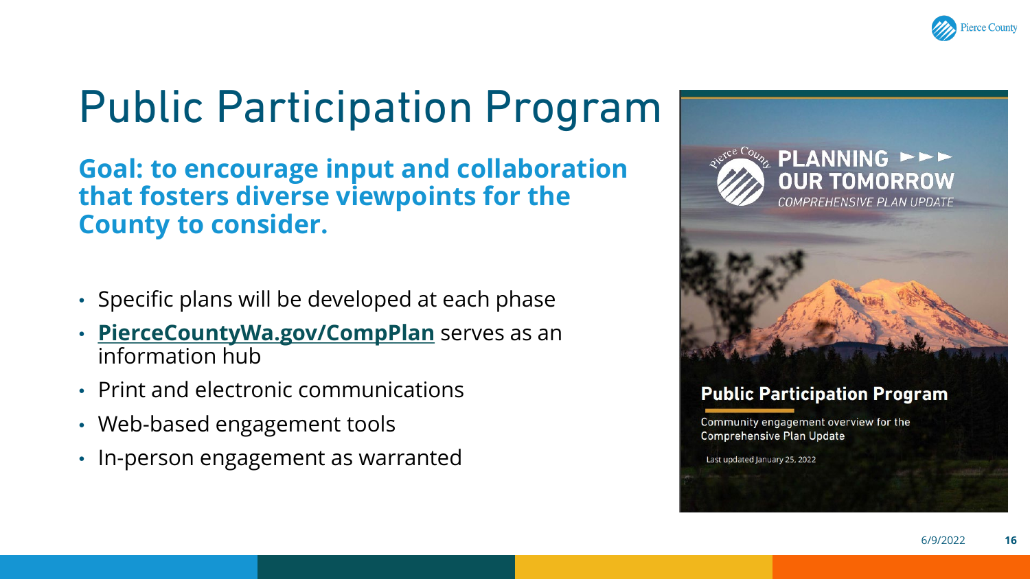# Public Participation Program

**Goal: to encourage input and collaboration that fosters diverse viewpoints for the County to consider.**

- Specific plans will be developed at each phase
- **PierceCountyWa.gov/CompPlan** serves as an information hub
- Print and electronic communications
- Web-based engagement tools
- In-person engagement as warranted

Pierce County

PLANNING ►►► OUR TOMORROW

*COMPREHENSIVE PLAN UPDATE*

**Public Participation Program**

Community engagement overview for the Comprehensive Plan Update

Last updated January 25, 2022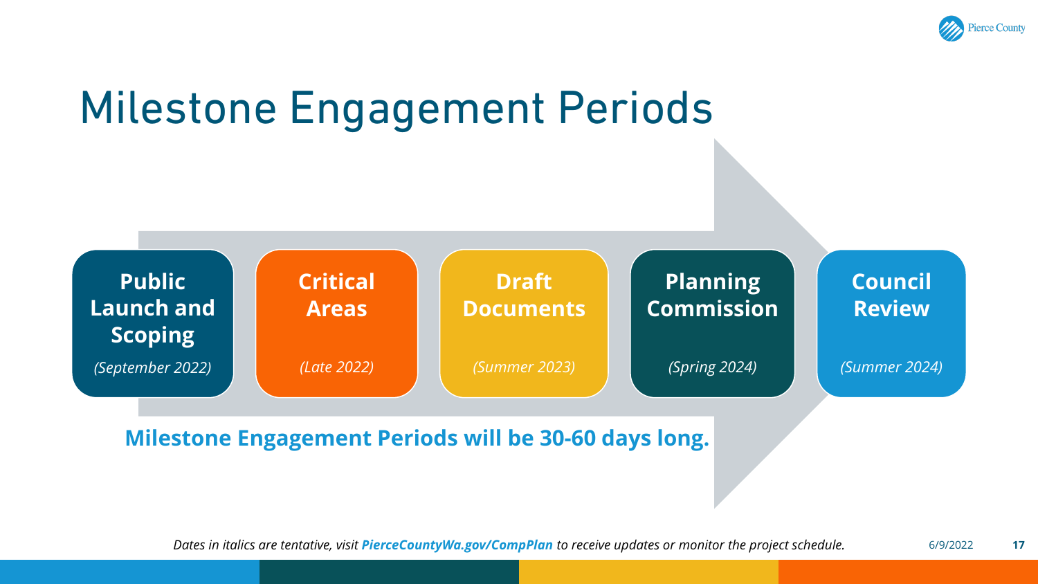# Milestone Engagement Periods

- **Public Launch and Scoping** *(September 2022)*
- **Critical Areas** *(Late 2022)*
- **Draft Documents** *(Summer 2023)*
- **Planning Commission** *(Spring 2024)*
- **Council Review** *(Summer 2024)*

**Milestone Engagement Periods will be 30-60 days long.**

*Dates in italics are tentative, visit **PierceCountyWa.gov/CompPlan** to receive updates or monitor the project schedule.*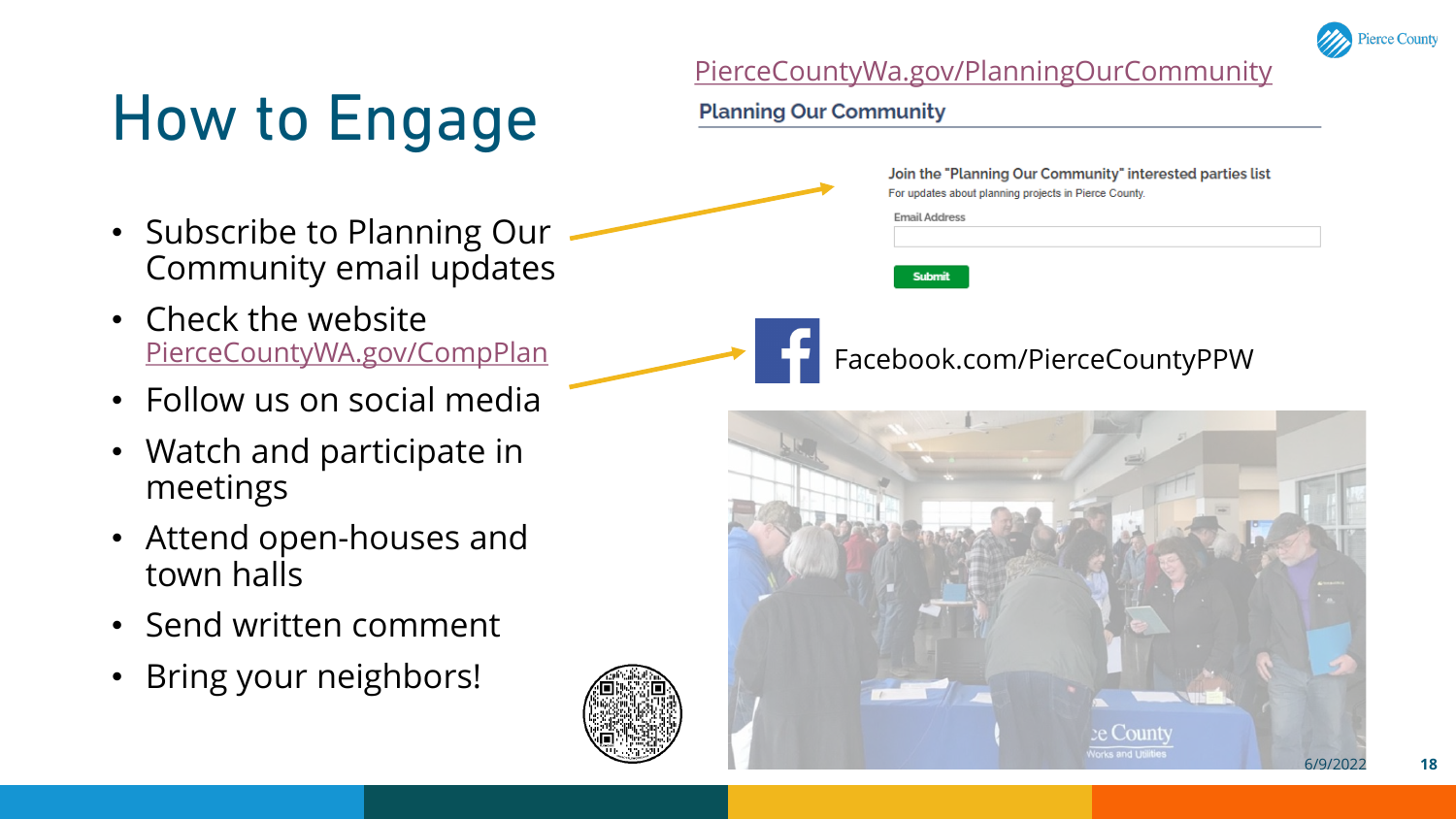# How to Engage

- Subscribe to Planning Our Community email updates
- Check the website PierceCountyWA.gov/CompPlan
- Follow us on social media
- Watch and participate in meetings
- Attend open-houses and town halls
- Send written comment
- Bring your neighbors!

PierceCountyWa.gov/PlanningOurCommunity

**Planning Our Community**

Join the "Planning Our Community" interested parties list

For updates about planning projects in Pierce County.

Email Address

Submit

Facebook.com/PierceCountyPPW

6/9/2022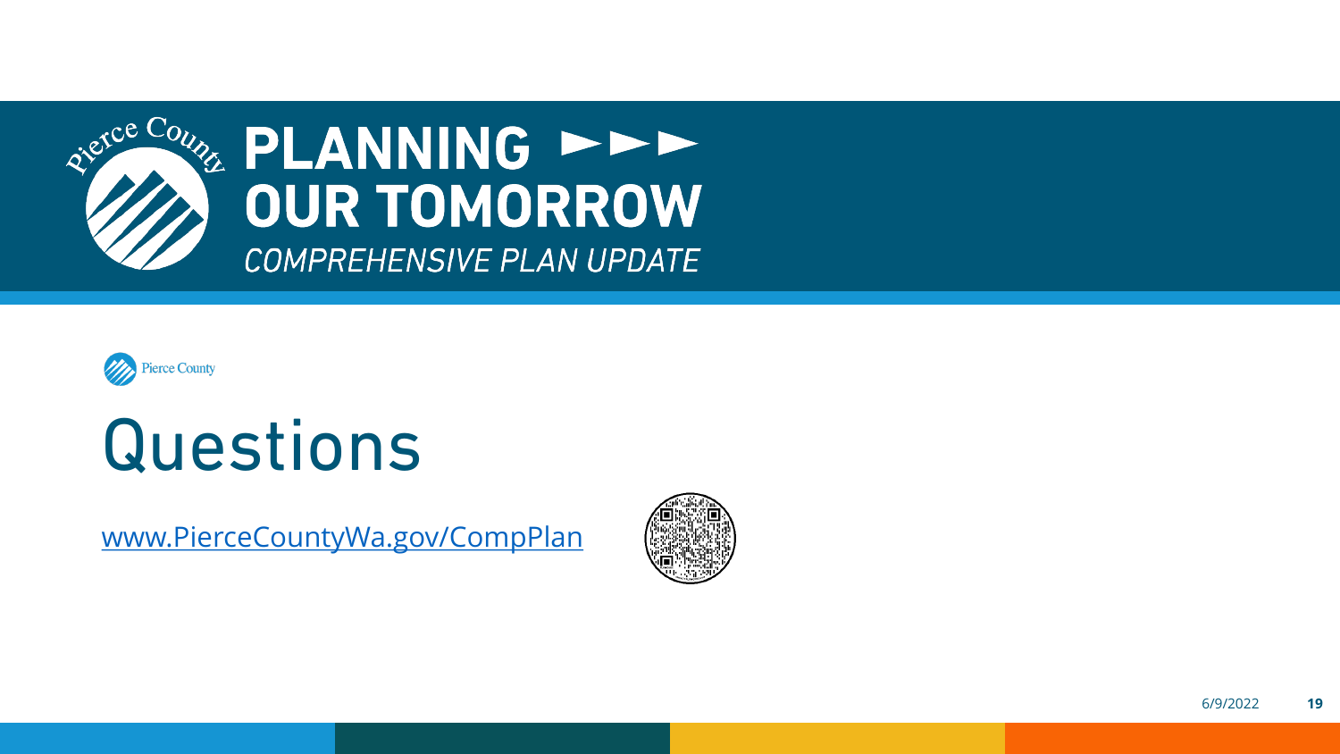**PLANNING ►►► OUR TOMORROW**

*COMPREHENSIVE PLAN UPDATE*

Pierce County

# Questions

[www.PierceCountyWa.gov/CompPlan](http://www.PierceCountyWa.gov/CompPlan)

6/9/2022